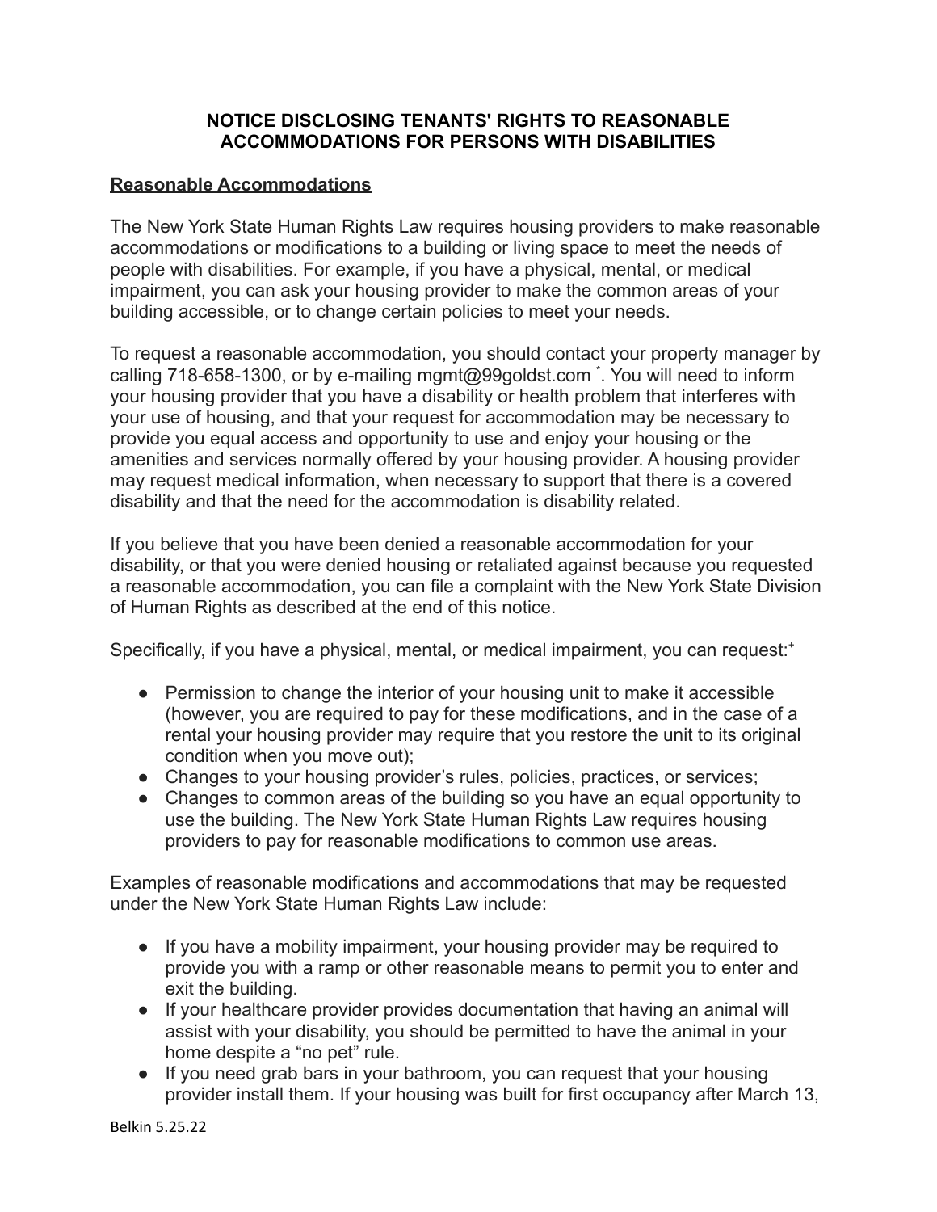# NOTICE DISCLOSING TENANTS' RIGHTS TO REASONABLE ACCOMMODATIONS FOR PERSONS WITH DISABILITIES

## Reasonable Accommodations

The New York State Human Rights Law requires housing providers to make reasonable accommodations or modifications to a building or living space to meet the needs of people with disabilities. For example, if you have a physical, mental, or medical impairment, you can ask your housing provider to make the common areas of your building accessible, or to change certain policies to meet your needs.

To request a reasonable accommodation, you should contact your property manager by calling 718-658-1300, or by e-mailing mgmt@99goldst.com [*]. You will need to inform your housing provider that you have a disability or health problem that interferes with your use of housing, and that your request for accommodation may be necessary to provide you equal access and opportunity to use and enjoy your housing or the amenities and services normally offered by your housing provider. A housing provider may request medical information, when necessary to support that there is a covered disability and that the need for the accommodation is disability related.

If you believe that you have been denied a reasonable accommodation for your disability, or that you were denied housing or retaliated against because you requested a reasonable accommodation, you can file a complaint with the New York State Division of Human Rights as described at the end of this notice.

Specifically, if you have a physical, mental, or medical impairment, you can request:[+]

- Permission to change the interior of your housing unit to make it accessible (however, you are required to pay for these modifications, and in the case of a rental your housing provider may require that you restore the unit to its original condition when you move out);
- Changes to your housing provider's rules, policies, practices, or services;
- Changes to common areas of the building so you have an equal opportunity to use the building. The New York State Human Rights Law requires housing providers to pay for reasonable modifications to common use areas.

Examples of reasonable modifications and accommodations that may be requested under the New York State Human Rights Law include:

- If you have a mobility impairment, your housing provider may be required to provide you with a ramp or other reasonable means to permit you to enter and exit the building.
- If your healthcare provider provides documentation that having an animal will assist with your disability, you should be permitted to have the animal in your home despite a "no pet" rule.
- If you need grab bars in your bathroom, you can request that your housing provider install them. If your housing was built for first occupancy after March 13,

Belkin 5.25.22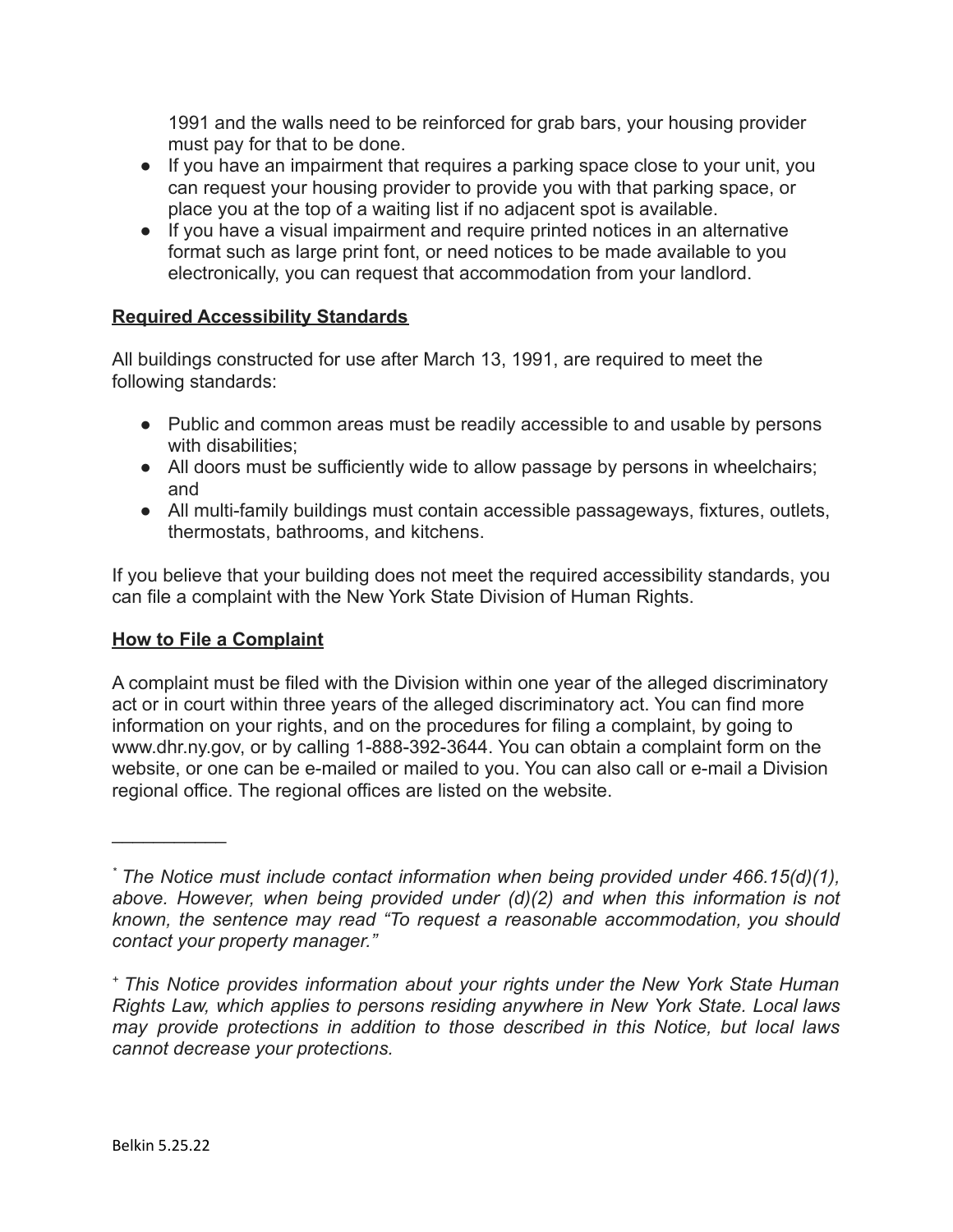1991 and the walls need to be reinforced for grab bars, your housing provider must pay for that to be done.

- If you have an impairment that requires a parking space close to your unit, you can request your housing provider to provide you with that parking space, or place you at the top of a waiting list if no adjacent spot is available.
- If you have a visual impairment and require printed notices in an alternative format such as large print font, or need notices to be made available to you electronically, you can request that accommodation from your landlord.

**Required Accessibility Standards**

All buildings constructed for use after March 13, 1991, are required to meet the following standards:

- Public and common areas must be readily accessible to and usable by persons with disabilities;
- All doors must be sufficiently wide to allow passage by persons in wheelchairs; and
- All multi-family buildings must contain accessible passageways, fixtures, outlets, thermostats, bathrooms, and kitchens.

If you believe that your building does not meet the required accessibility standards, you can file a complaint with the New York State Division of Human Rights.

**How to File a Complaint**

A complaint must be filed with the Division within one year of the alleged discriminatory act or in court within three years of the alleged discriminatory act. You can find more information on your rights, and on the procedures for filing a complaint, by going to www.dhr.ny.gov, or by calling 1-888-392-3644. You can obtain a complaint form on the website, or one can be e-mailed or mailed to you. You can also call or e-mail a Division regional office. The regional offices are listed on the website.

---

[*] *The Notice must include contact information when being provided under 466.15(d)(1), above. However, when being provided under (d)(2) and when this information is not known, the sentence may read "To request a reasonable accommodation, you should contact your property manager."*

[+] *This Notice provides information about your rights under the New York State Human Rights Law, which applies to persons residing anywhere in New York State. Local laws may provide protections in addition to those described in this Notice, but local laws cannot decrease your protections.*

Belkin 5.25.22